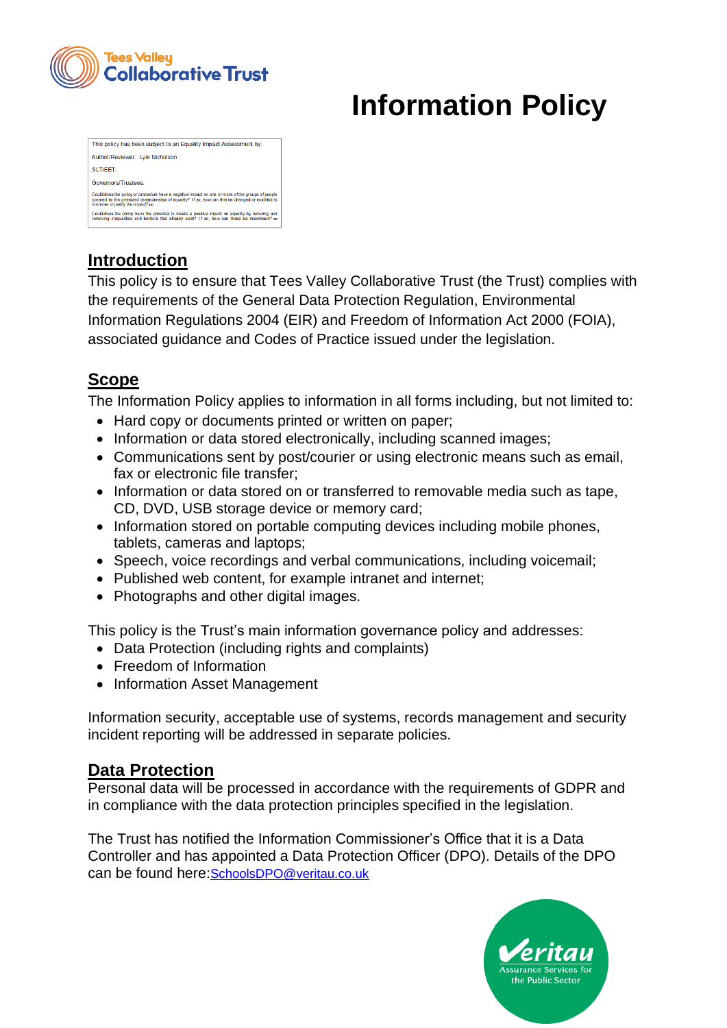# Information Policy

| This policy has been subject to an Equality Impact Assessment by: |
| --- |
| Author/Reviewer: Lyle Nicholson |
| SLT/EET: |
| Governors/Trustees: |
| Could/does the policy or procedure have a negative impact on one or more of the groups of people covered by the protected characteristics of equality? If so, how can this be changed or modified to minimise or justify the impact? no |
| Could/does the policy have the potential to create a positive impact on equality by reducing and removing inequalities and barriers that already exist? If so, how can these be maximised? no |

## Introduction

This policy is to ensure that Tees Valley Collaborative Trust (the Trust) complies with the requirements of the General Data Protection Regulation, Environmental Information Regulations 2004 (EIR) and Freedom of Information Act 2000 (FOIA), associated guidance and Codes of Practice issued under the legislation.

## Scope

The Information Policy applies to information in all forms including, but not limited to:

- Hard copy or documents printed or written on paper;
- Information or data stored electronically, including scanned images;
- Communications sent by post/courier or using electronic means such as email, fax or electronic file transfer;
- Information or data stored on or transferred to removable media such as tape, CD, DVD, USB storage device or memory card;
- Information stored on portable computing devices including mobile phones, tablets, cameras and laptops;
- Speech, voice recordings and verbal communications, including voicemail;
- Published web content, for example intranet and internet;
- Photographs and other digital images.

This policy is the Trust's main information governance policy and addresses:

- Data Protection (including rights and complaints)
- Freedom of Information
- Information Asset Management

Information security, acceptable use of systems, records management and security incident reporting will be addressed in separate policies.

## Data Protection

Personal data will be processed in accordance with the requirements of GDPR and in compliance with the data protection principles specified in the legislation.

The Trust has notified the Information Commissioner's Office that it is a Data Controller and has appointed a Data Protection Officer (DPO). Details of the DPO can be found here: SchoolsDPO@veritau.co.uk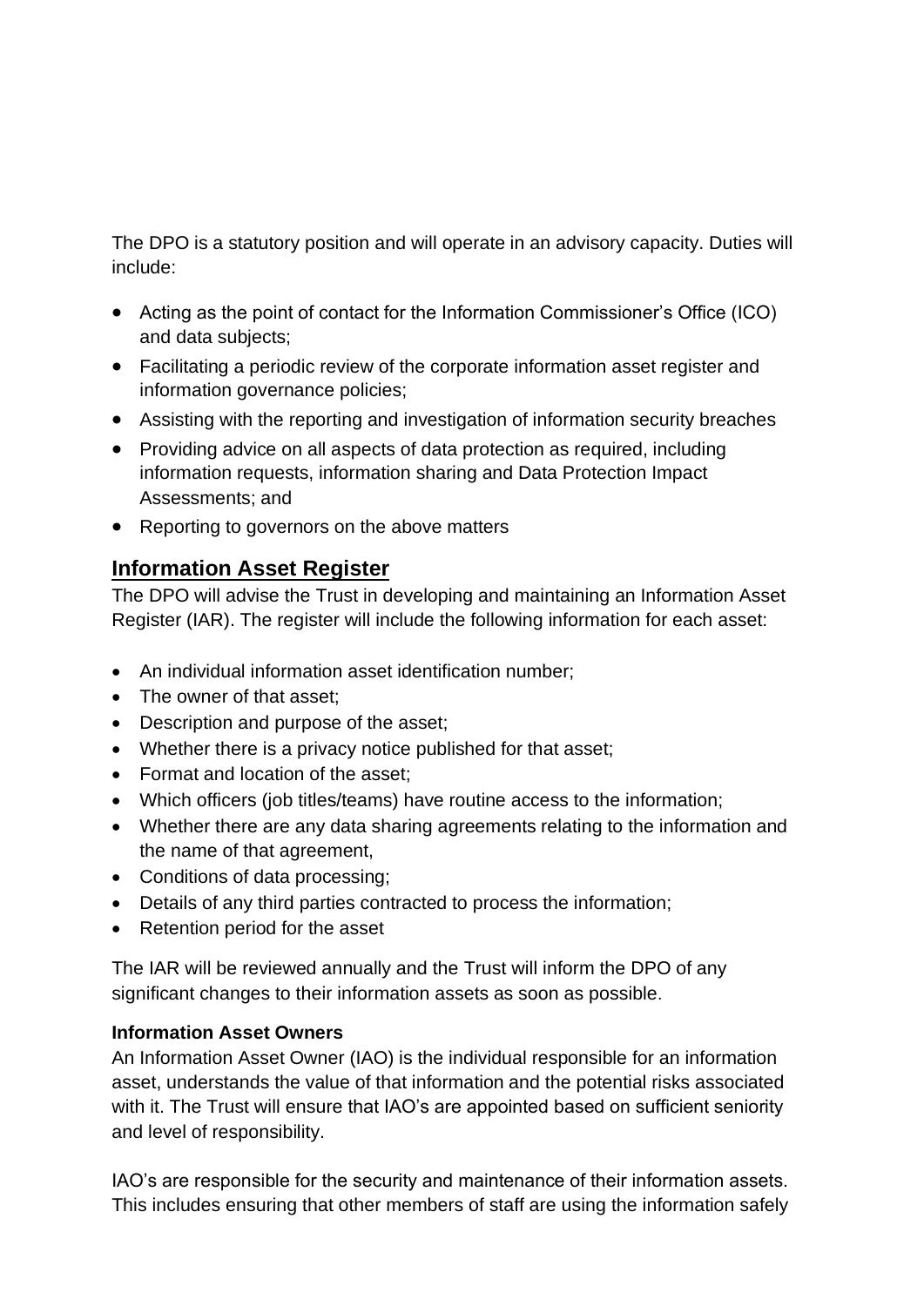The DPO is a statutory position and will operate in an advisory capacity. Duties will include:

- Acting as the point of contact for the Information Commissioner's Office (ICO) and data subjects;
- Facilitating a periodic review of the corporate information asset register and information governance policies;
- Assisting with the reporting and investigation of information security breaches
- Providing advice on all aspects of data protection as required, including information requests, information sharing and Data Protection Impact Assessments; and
- Reporting to governors on the above matters

## Information Asset Register

The DPO will advise the Trust in developing and maintaining an Information Asset Register (IAR). The register will include the following information for each asset:

- An individual information asset identification number;
- The owner of that asset;
- Description and purpose of the asset;
- Whether there is a privacy notice published for that asset;
- Format and location of the asset;
- Which officers (job titles/teams) have routine access to the information;
- Whether there are any data sharing agreements relating to the information and the name of that agreement,
- Conditions of data processing;
- Details of any third parties contracted to process the information;
- Retention period for the asset

The IAR will be reviewed annually and the Trust will inform the DPO of any significant changes to their information assets as soon as possible.

### Information Asset Owners

An Information Asset Owner (IAO) is the individual responsible for an information asset, understands the value of that information and the potential risks associated with it. The Trust will ensure that IAO's are appointed based on sufficient seniority and level of responsibility.

IAO's are responsible for the security and maintenance of their information assets. This includes ensuring that other members of staff are using the information safely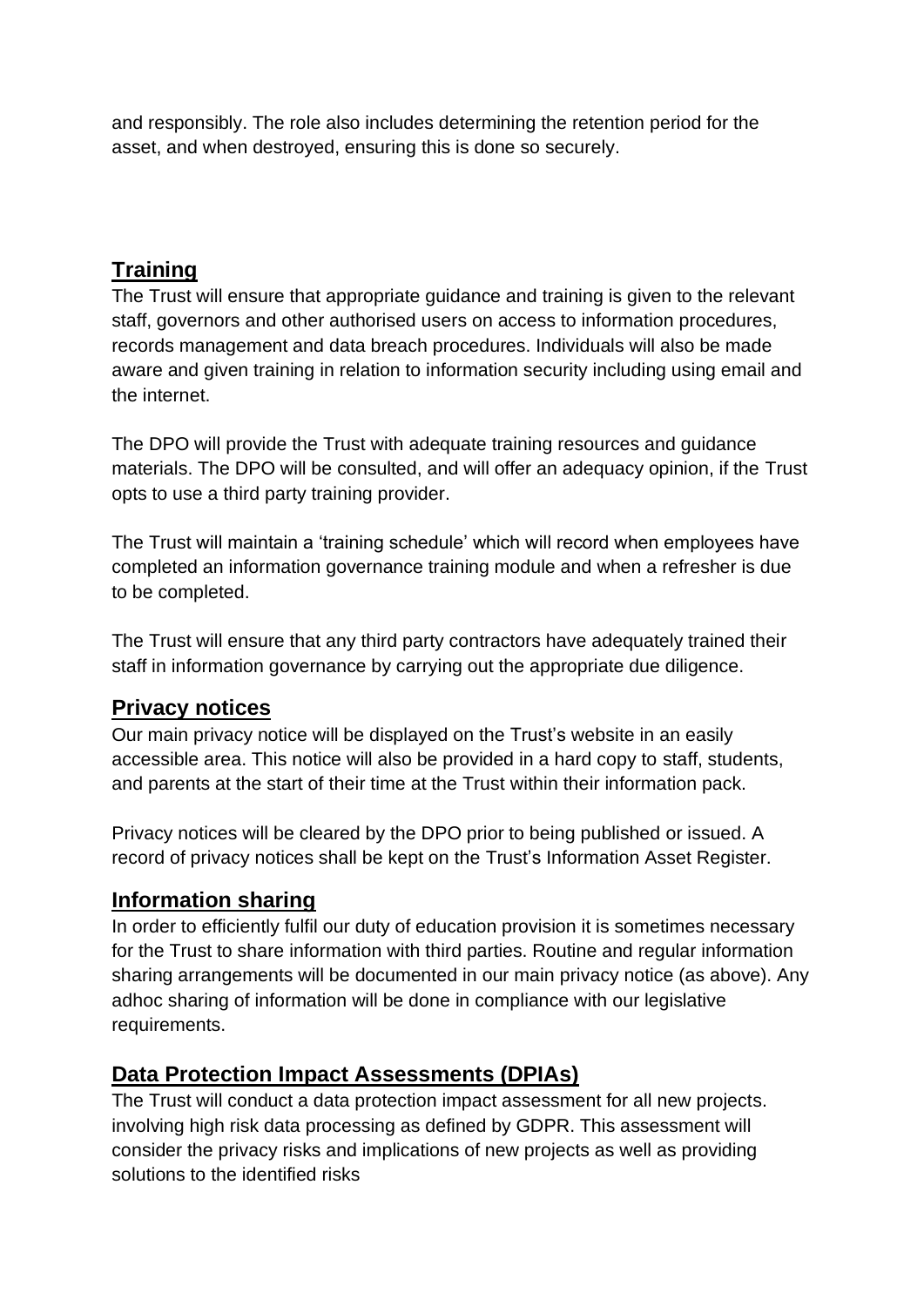and responsibly. The role also includes determining the retention period for the asset, and when destroyed, ensuring this is done so securely.

## Training

The Trust will ensure that appropriate guidance and training is given to the relevant staff, governors and other authorised users on access to information procedures, records management and data breach procedures. Individuals will also be made aware and given training in relation to information security including using email and the internet.

The DPO will provide the Trust with adequate training resources and guidance materials. The DPO will be consulted, and will offer an adequacy opinion, if the Trust opts to use a third party training provider.

The Trust will maintain a 'training schedule' which will record when employees have completed an information governance training module and when a refresher is due to be completed.

The Trust will ensure that any third party contractors have adequately trained their staff in information governance by carrying out the appropriate due diligence.

## Privacy notices

Our main privacy notice will be displayed on the Trust's website in an easily accessible area. This notice will also be provided in a hard copy to staff, students, and parents at the start of their time at the Trust within their information pack.

Privacy notices will be cleared by the DPO prior to being published or issued. A record of privacy notices shall be kept on the Trust's Information Asset Register.

## Information sharing

In order to efficiently fulfil our duty of education provision it is sometimes necessary for the Trust to share information with third parties. Routine and regular information sharing arrangements will be documented in our main privacy notice (as above). Any adhoc sharing of information will be done in compliance with our legislative requirements.

## Data Protection Impact Assessments (DPIAs)

The Trust will conduct a data protection impact assessment for all new projects. involving high risk data processing as defined by GDPR. This assessment will consider the privacy risks and implications of new projects as well as providing solutions to the identified risks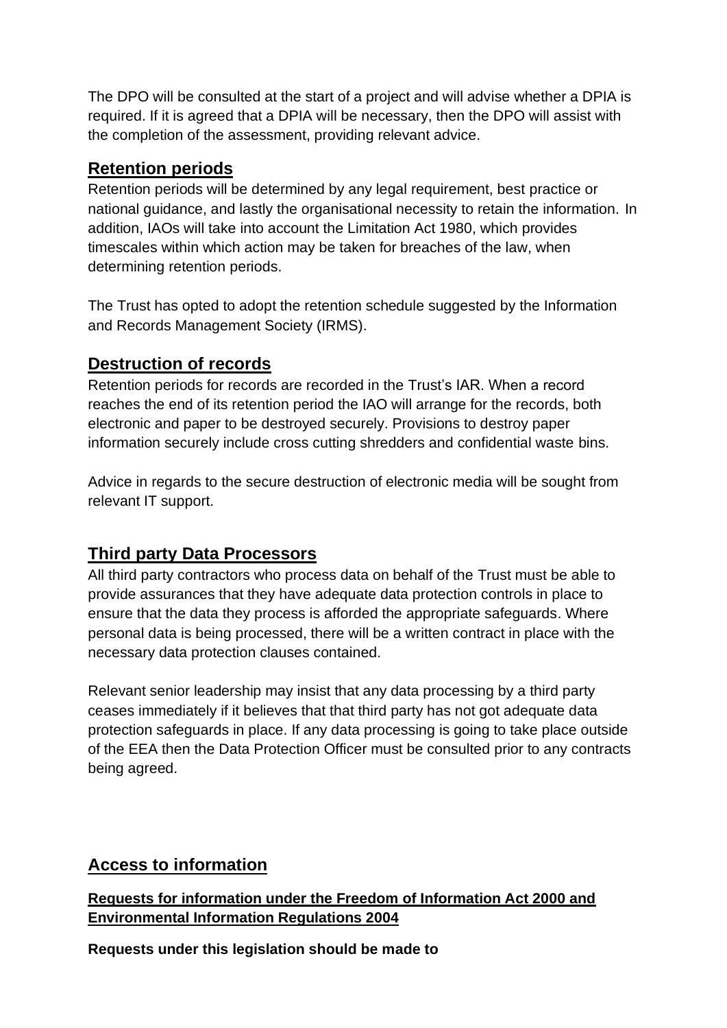The DPO will be consulted at the start of a project and will advise whether a DPIA is required. If it is agreed that a DPIA will be necessary, then the DPO will assist with the completion of the assessment, providing relevant advice.

## Retention periods

Retention periods will be determined by any legal requirement, best practice or national guidance, and lastly the organisational necessity to retain the information. In addition, IAOs will take into account the Limitation Act 1980, which provides timescales within which action may be taken for breaches of the law, when determining retention periods.

The Trust has opted to adopt the retention schedule suggested by the Information and Records Management Society (IRMS).

## Destruction of records

Retention periods for records are recorded in the Trust's IAR. When a record reaches the end of its retention period the IAO will arrange for the records, both electronic and paper to be destroyed securely. Provisions to destroy paper information securely include cross cutting shredders and confidential waste bins.

Advice in regards to the secure destruction of electronic media will be sought from relevant IT support.

## Third party Data Processors

All third party contractors who process data on behalf of the Trust must be able to provide assurances that they have adequate data protection controls in place to ensure that the data they process is afforded the appropriate safeguards. Where personal data is being processed, there will be a written contract in place with the necessary data protection clauses contained.

Relevant senior leadership may insist that any data processing by a third party ceases immediately if it believes that that third party has not got adequate data protection safeguards in place. If any data processing is going to take place outside of the EEA then the Data Protection Officer must be consulted prior to any contracts being agreed.

## Access to information

### Requests for information under the Freedom of Information Act 2000 and Environmental Information Regulations 2004

**Requests under this legislation should be made to**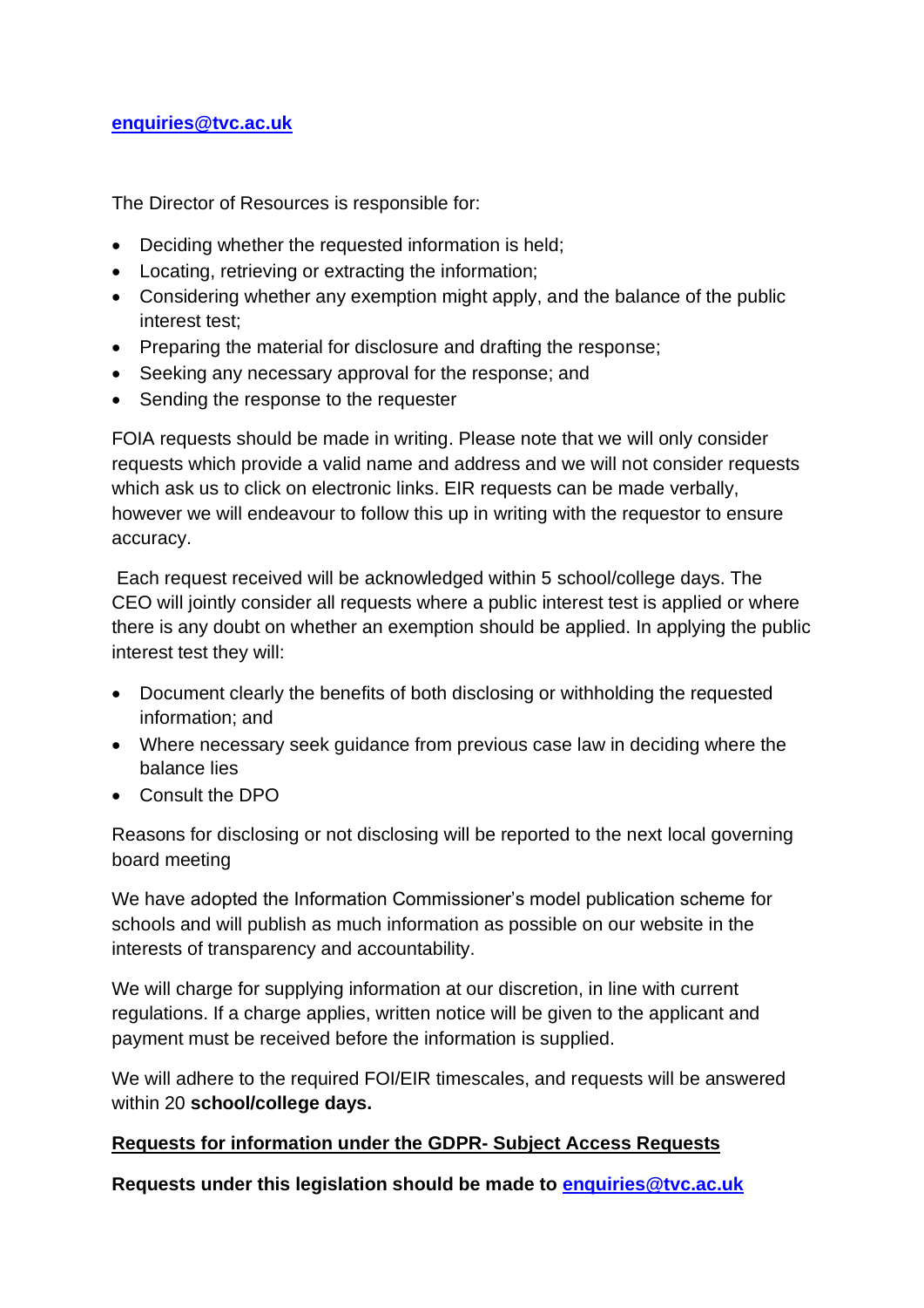[enquiries@tvc.ac.uk](mailto:enquiries@tvc.ac.uk)

The Director of Resources is responsible for:

- Deciding whether the requested information is held;
- Locating, retrieving or extracting the information;
- Considering whether any exemption might apply, and the balance of the public interest test;
- Preparing the material for disclosure and drafting the response;
- Seeking any necessary approval for the response; and
- Sending the response to the requester

FOIA requests should be made in writing. Please note that we will only consider requests which provide a valid name and address and we will not consider requests which ask us to click on electronic links. EIR requests can be made verbally, however we will endeavour to follow this up in writing with the requestor to ensure accuracy.

Each request received will be acknowledged within 5 school/college days. The CEO will jointly consider all requests where a public interest test is applied or where there is any doubt on whether an exemption should be applied. In applying the public interest test they will:

- Document clearly the benefits of both disclosing or withholding the requested information; and
- Where necessary seek guidance from previous case law in deciding where the balance lies
- Consult the DPO

Reasons for disclosing or not disclosing will be reported to the next local governing board meeting

We have adopted the Information Commissioner's model publication scheme for schools and will publish as much information as possible on our website in the interests of transparency and accountability.

We will charge for supplying information at our discretion, in line with current regulations. If a charge applies, written notice will be given to the applicant and payment must be received before the information is supplied.

We will adhere to the required FOI/EIR timescales, and requests will be answered within 20 **school/college days.**

**<u>Requests for information under the GDPR- Subject Access Requests</u>**

**Requests under this legislation should be made to [enquiries@tvc.ac.uk](mailto:enquiries@tvc.ac.uk)**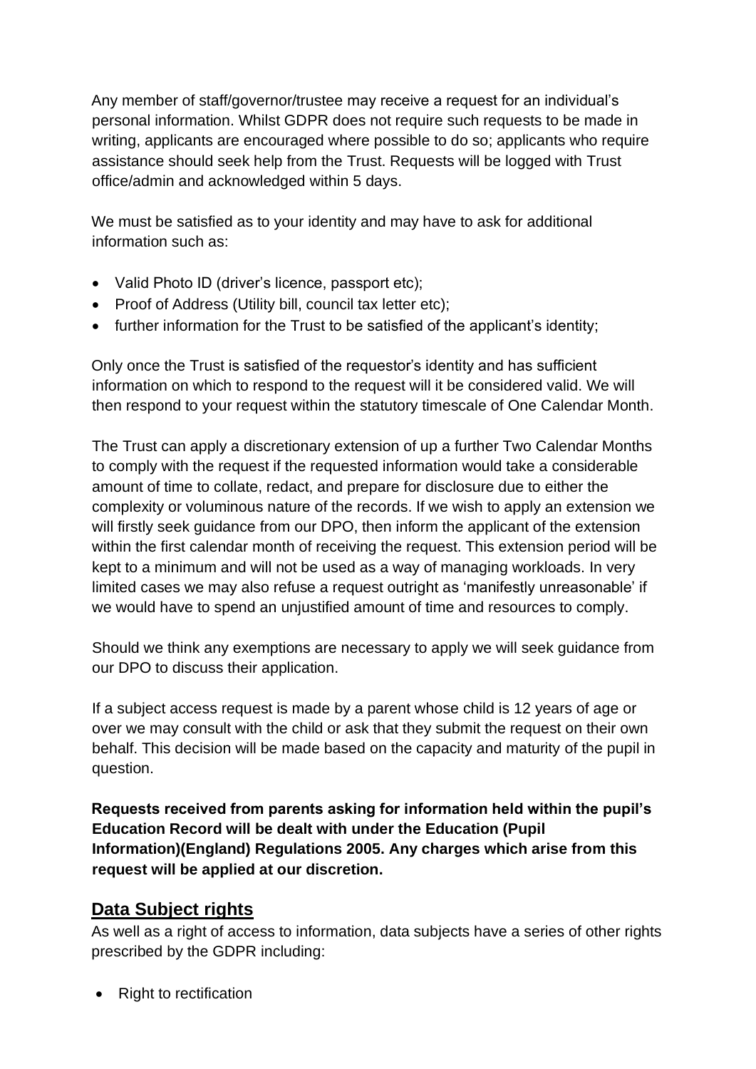Any member of staff/governor/trustee may receive a request for an individual's personal information. Whilst GDPR does not require such requests to be made in writing, applicants are encouraged where possible to do so; applicants who require assistance should seek help from the Trust. Requests will be logged with Trust office/admin and acknowledged within 5 days.

We must be satisfied as to your identity and may have to ask for additional information such as:

- Valid Photo ID (driver's licence, passport etc);
- Proof of Address (Utility bill, council tax letter etc);
- further information for the Trust to be satisfied of the applicant's identity;

Only once the Trust is satisfied of the requestor's identity and has sufficient information on which to respond to the request will it be considered valid. We will then respond to your request within the statutory timescale of One Calendar Month.

The Trust can apply a discretionary extension of up a further Two Calendar Months to comply with the request if the requested information would take a considerable amount of time to collate, redact, and prepare for disclosure due to either the complexity or voluminous nature of the records. If we wish to apply an extension we will firstly seek guidance from our DPO, then inform the applicant of the extension within the first calendar month of receiving the request. This extension period will be kept to a minimum and will not be used as a way of managing workloads. In very limited cases we may also refuse a request outright as 'manifestly unreasonable' if we would have to spend an unjustified amount of time and resources to comply.

Should we think any exemptions are necessary to apply we will seek guidance from our DPO to discuss their application.

If a subject access request is made by a parent whose child is 12 years of age or over we may consult with the child or ask that they submit the request on their own behalf. This decision will be made based on the capacity and maturity of the pupil in question.

**Requests received from parents asking for information held within the pupil's Education Record will be dealt with under the Education (Pupil Information)(England) Regulations 2005. Any charges which arise from this request will be applied at our discretion.**

## Data Subject rights

As well as a right of access to information, data subjects have a series of other rights prescribed by the GDPR including:

- Right to rectification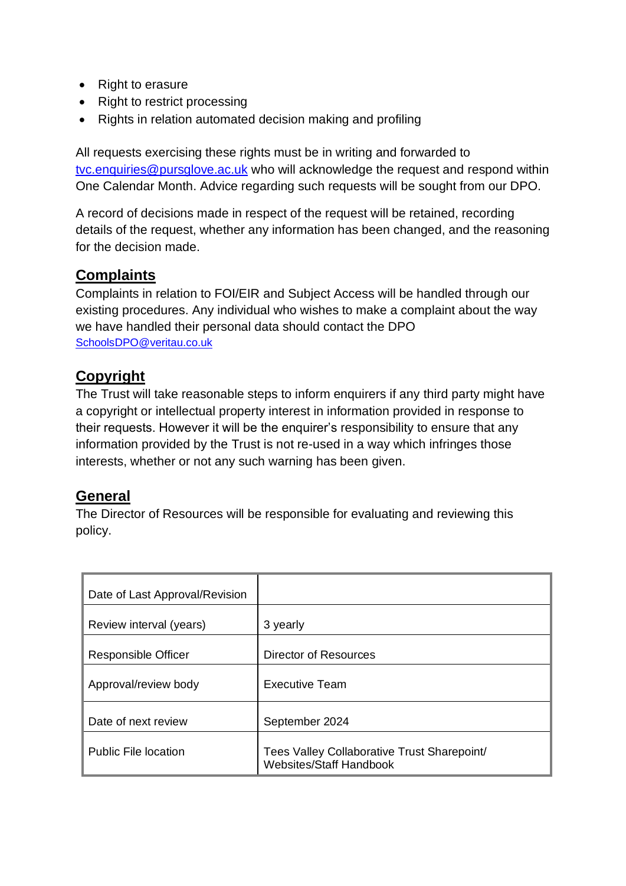- Right to erasure
- Right to restrict processing
- Rights in relation automated decision making and profiling

All requests exercising these rights must be in writing and forwarded to tvc.enquiries@pursglove.ac.uk who will acknowledge the request and respond within One Calendar Month. Advice regarding such requests will be sought from our DPO.

A record of decisions made in respect of the request will be retained, recording details of the request, whether any information has been changed, and the reasoning for the decision made.

## Complaints

Complaints in relation to FOI/EIR and Subject Access will be handled through our existing procedures. Any individual who wishes to make a complaint about the way we have handled their personal data should contact the DPO SchoolsDPO@veritau.co.uk

## Copyright

The Trust will take reasonable steps to inform enquirers if any third party might have a copyright or intellectual property interest in information provided in response to their requests. However it will be the enquirer's responsibility to ensure that any information provided by the Trust is not re-used in a way which infringes those interests, whether or not any such warning has been given.

## General

The Director of Resources will be responsible for evaluating and reviewing this policy.

| | |
|---|---|
| Date of Last Approval/Revision | |
| Review interval (years) | 3 yearly |
| Responsible Officer | Director of Resources |
| Approval/review body | Executive Team |
| Date of next review | September 2024 |
| Public File location | Tees Valley Collaborative Trust Sharepoint/ Websites/Staff Handbook |